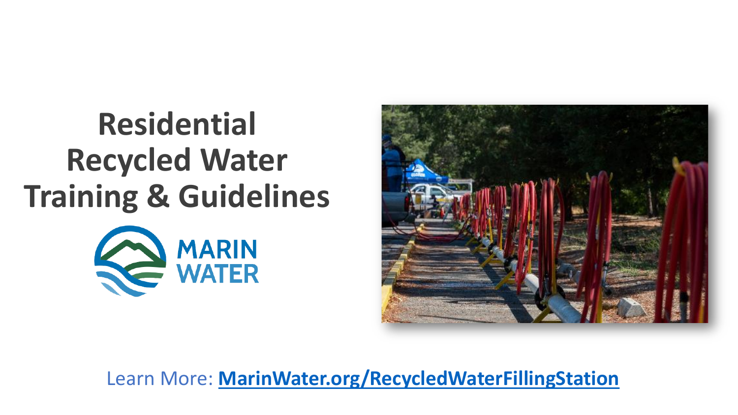# Residential Recycled Water Training & Guidelines

MARIN WATER

Learn More: **MarinWater.org/RecycledWaterFillingStation**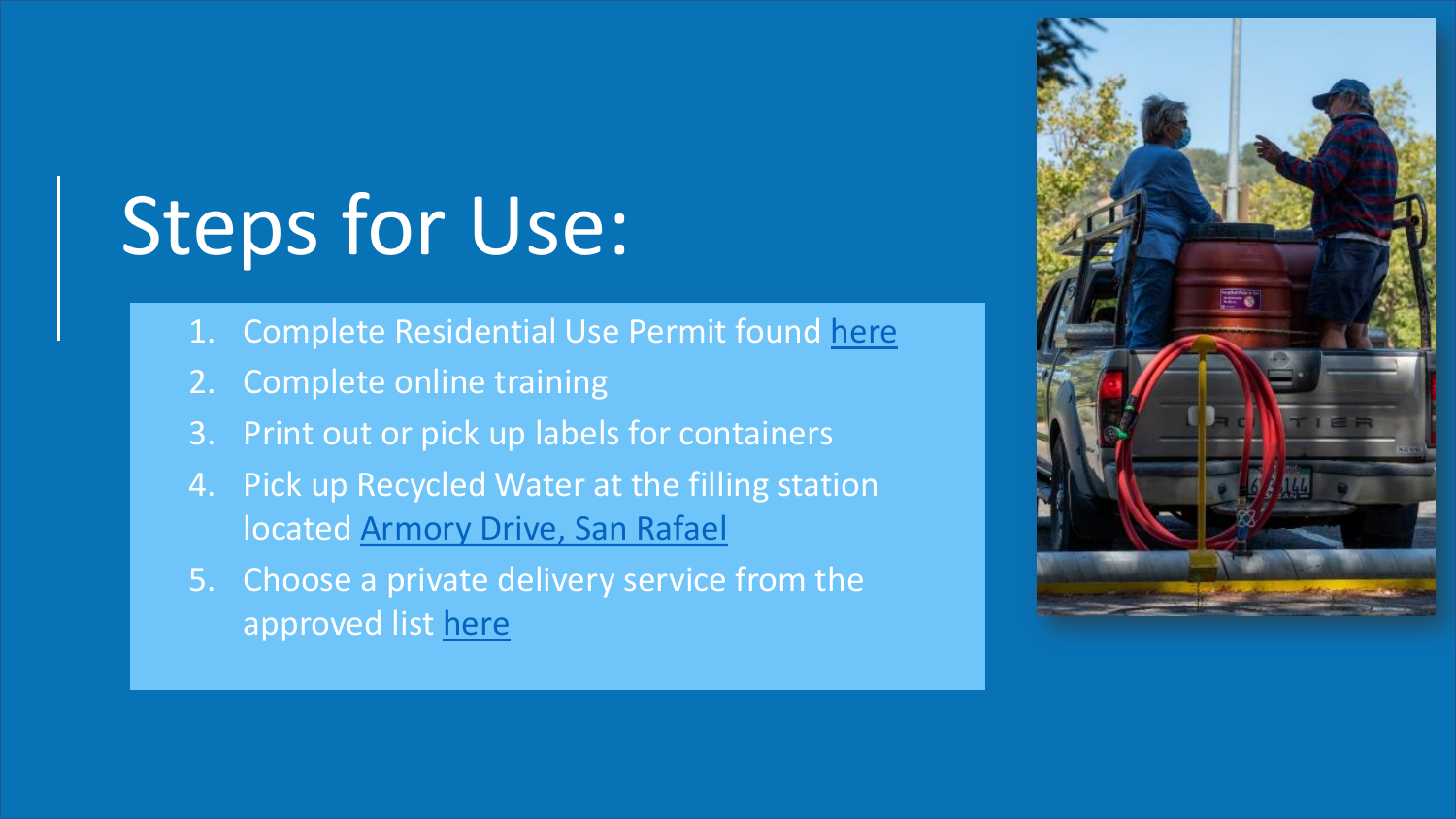# Steps for Use:

1. Complete Residential Use Permit found here
2. Complete online training
3. Print out or pick up labels for containers
4. Pick up Recycled Water at the filling station located Armory Drive, San Rafael
5. Choose a private delivery service from the approved list here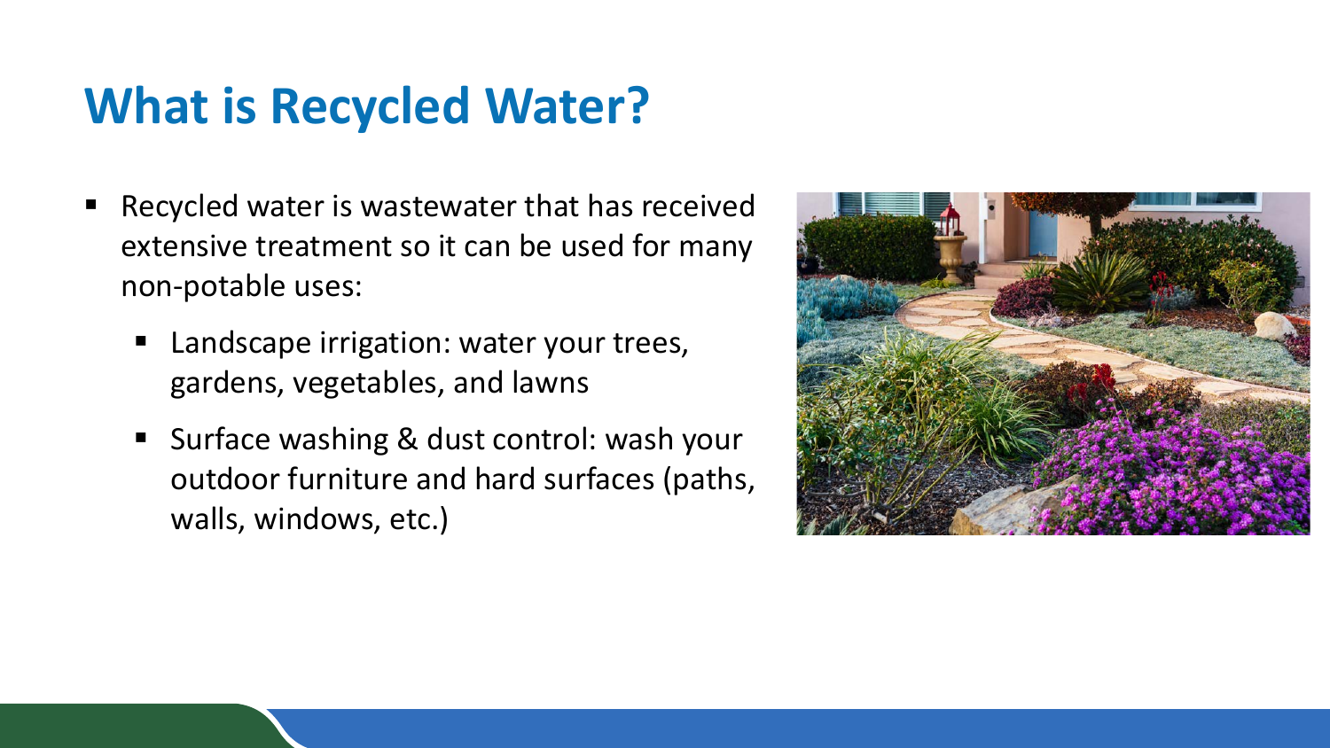# What is Recycled Water?

- Recycled water is wastewater that has received extensive treatment so it can be used for many non-potable uses:
  - Landscape irrigation: water your trees, gardens, vegetables, and lawns
  - Surface washing & dust control: wash your outdoor furniture and hard surfaces (paths, walls, windows, etc.)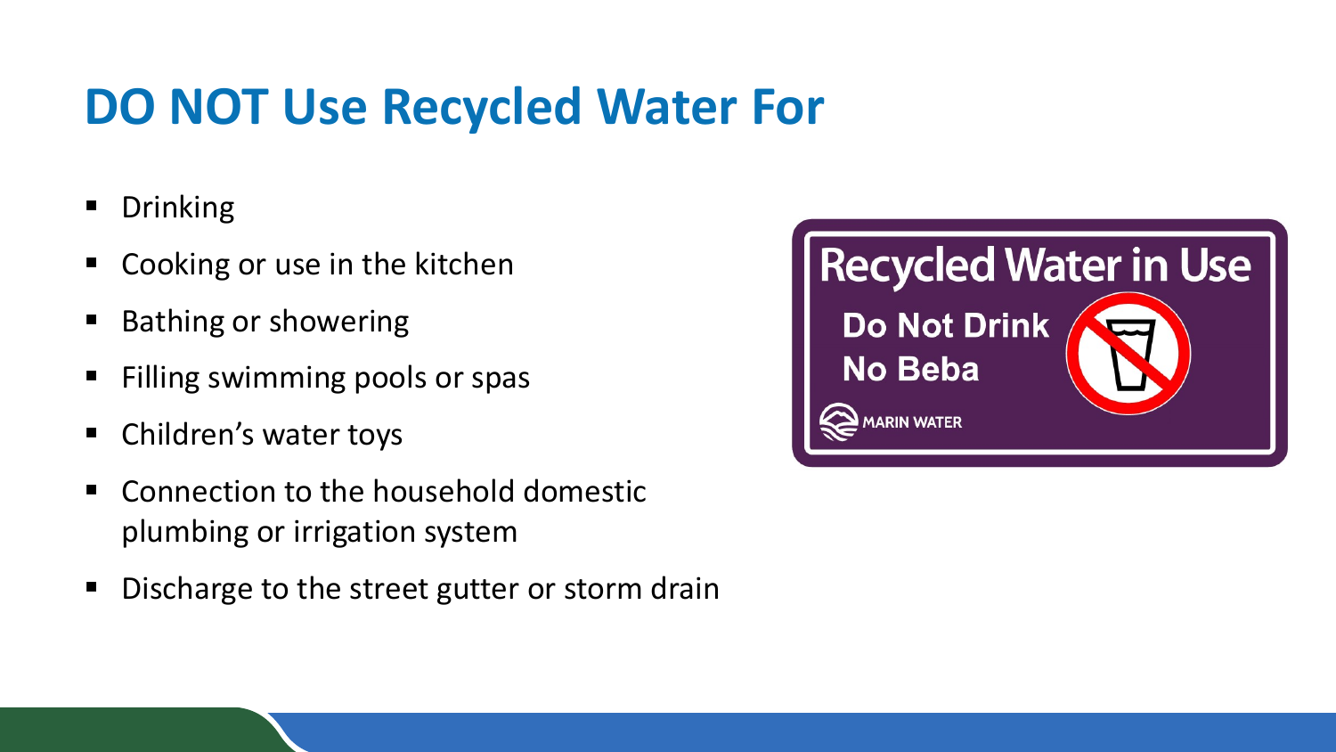# DO NOT Use Recycled Water For

- Drinking
- Cooking or use in the kitchen
- Bathing or showering
- Filling swimming pools or spas
- Children's water toys
- Connection to the household domestic plumbing or irrigation system
- Discharge to the street gutter or storm drain

**Recycled Water in Use**

**Do Not Drink**

**No Beba**

MARIN WATER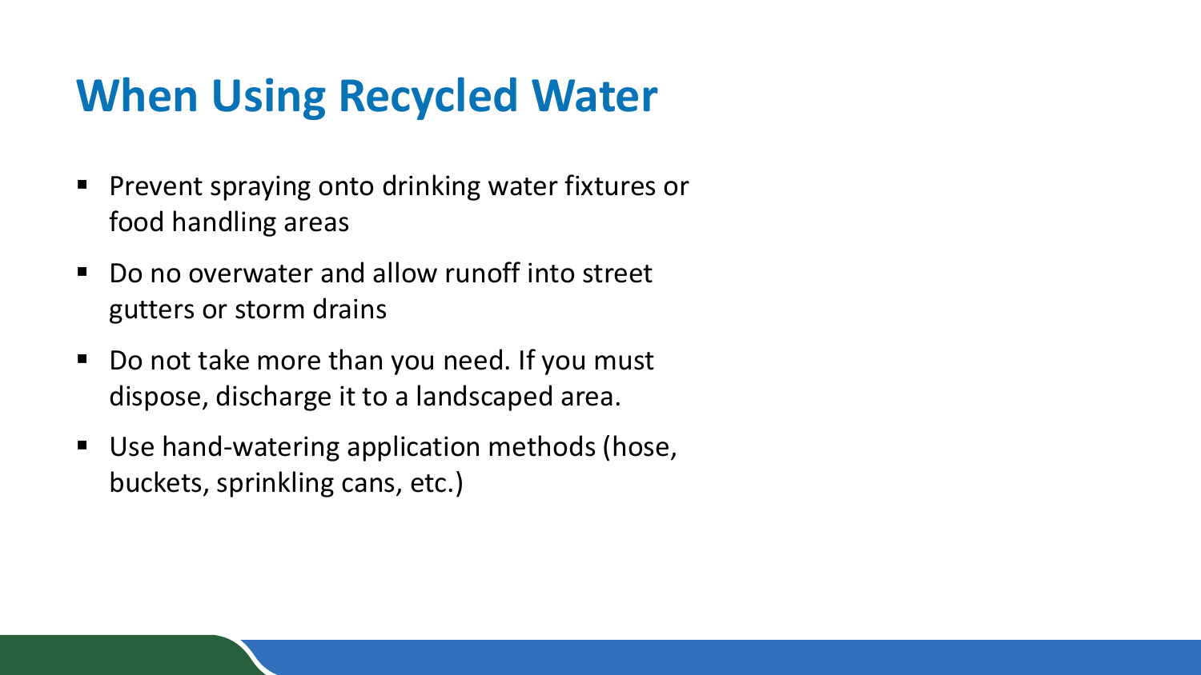# When Using Recycled Water

- Prevent spraying onto drinking water fixtures or food handling areas
- Do no overwater and allow runoff into street gutters or storm drains
- Do not take more than you need. If you must dispose, discharge it to a landscaped area.
- Use hand-watering application methods (hose, buckets, sprinkling cans, etc.)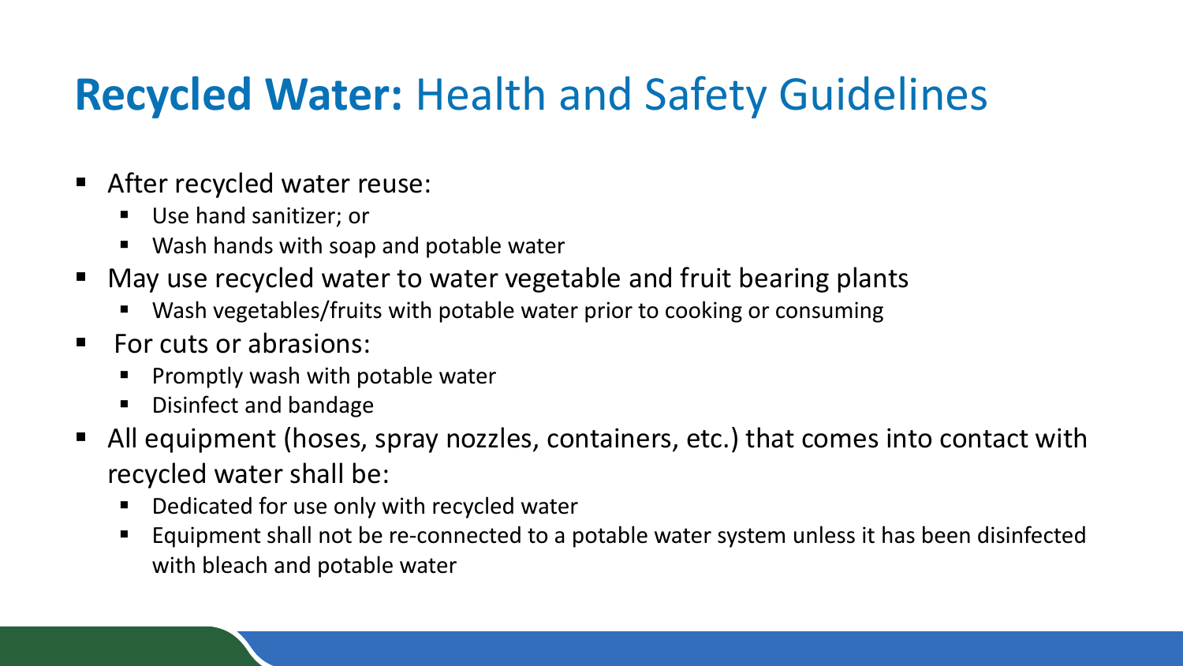# **Recycled Water:** Health and Safety Guidelines

- After recycled water reuse:
  - Use hand sanitizer; or
  - Wash hands with soap and potable water
- May use recycled water to water vegetable and fruit bearing plants
  - Wash vegetables/fruits with potable water prior to cooking or consuming
- For cuts or abrasions:
  - Promptly wash with potable water
  - Disinfect and bandage
- All equipment (hoses, spray nozzles, containers, etc.) that comes into contact with recycled water shall be:
  - Dedicated for use only with recycled water
  - Equipment shall not be re-connected to a potable water system unless it has been disinfected with bleach and potable water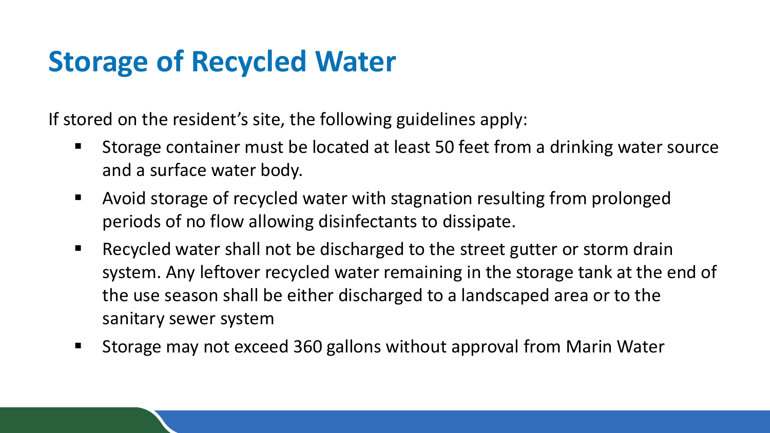# Storage of Recycled Water

If stored on the resident's site, the following guidelines apply:

- Storage container must be located at least 50 feet from a drinking water source and a surface water body.
- Avoid storage of recycled water with stagnation resulting from prolonged periods of no flow allowing disinfectants to dissipate.
- Recycled water shall not be discharged to the street gutter or storm drain system. Any leftover recycled water remaining in the storage tank at the end of the use season shall be either discharged to a landscaped area or to the sanitary sewer system
- Storage may not exceed 360 gallons without approval from Marin Water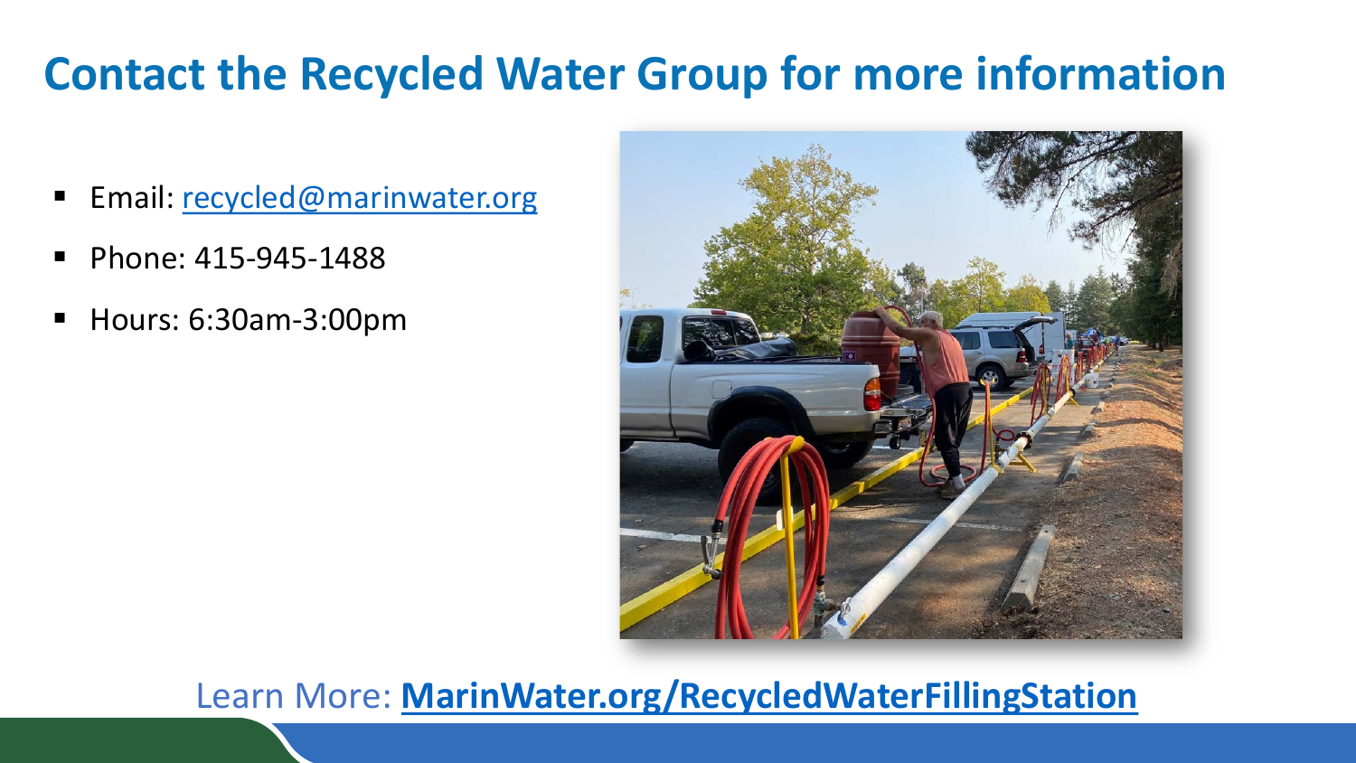# Contact the Recycled Water Group for more information

- Email: [recycled@marinwater.org](mailto:recycled@marinwater.org)
- Phone: 415-945-1488
- Hours: 6:30am-3:00pm

Learn More: **MarinWater.org/RecycledWaterFillingStation**